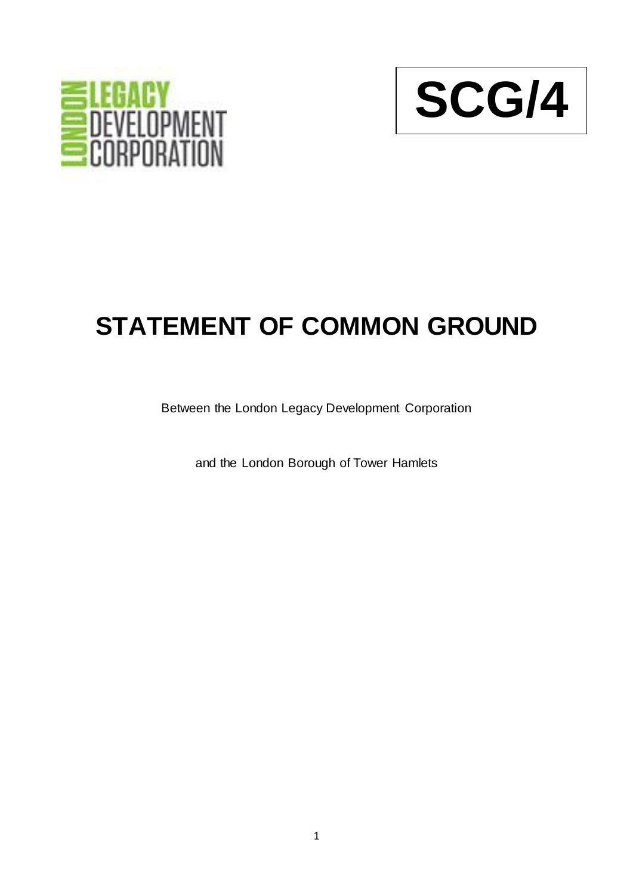LONDON LEGACY DEVELOPMENT CORPORATION

**SCG/4**

# STATEMENT OF COMMON GROUND

Between the London Legacy Development Corporation

and the London Borough of Tower Hamlets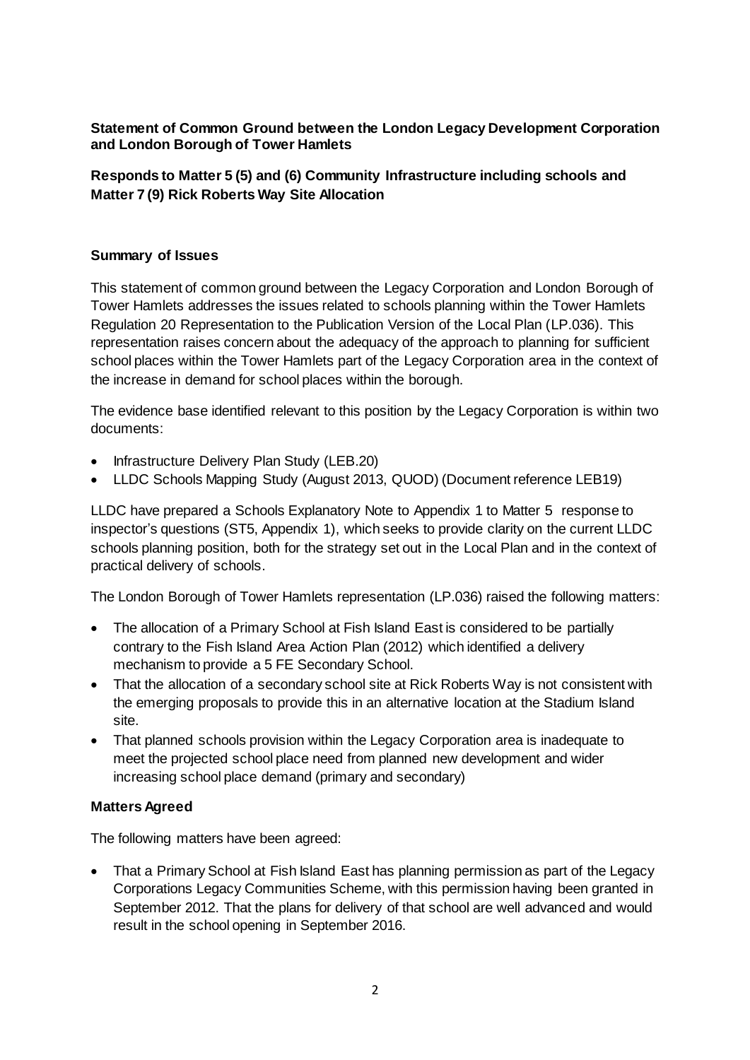**Statement of Common Ground between the London Legacy Development Corporation and London Borough of Tower Hamlets**

**Responds to Matter 5 (5) and (6) Community Infrastructure including schools and Matter 7 (9) Rick Roberts Way Site Allocation**

**Summary of Issues**

This statement of common ground between the Legacy Corporation and London Borough of Tower Hamlets addresses the issues related to schools planning within the Tower Hamlets Regulation 20 Representation to the Publication Version of the Local Plan (LP.036). This representation raises concern about the adequacy of the approach to planning for sufficient school places within the Tower Hamlets part of the Legacy Corporation area in the context of the increase in demand for school places within the borough.

The evidence base identified relevant to this position by the Legacy Corporation is within two documents:

- Infrastructure Delivery Plan Study (LEB.20)
- LLDC Schools Mapping Study (August 2013, QUOD) (Document reference LEB19)

LLDC have prepared a Schools Explanatory Note to Appendix 1 to Matter 5 response to inspector's questions (ST5, Appendix 1), which seeks to provide clarity on the current LLDC schools planning position, both for the strategy set out in the Local Plan and in the context of practical delivery of schools.

The London Borough of Tower Hamlets representation (LP.036) raised the following matters:

- The allocation of a Primary School at Fish Island East is considered to be partially contrary to the Fish Island Area Action Plan (2012) which identified a delivery mechanism to provide a 5 FE Secondary School.
- That the allocation of a secondary school site at Rick Roberts Way is not consistent with the emerging proposals to provide this in an alternative location at the Stadium Island site.
- That planned schools provision within the Legacy Corporation area is inadequate to meet the projected school place need from planned new development and wider increasing school place demand (primary and secondary)

**Matters Agreed**

The following matters have been agreed:

- That a Primary School at Fish Island East has planning permission as part of the Legacy Corporations Legacy Communities Scheme, with this permission having been granted in September 2012. That the plans for delivery of that school are well advanced and would result in the school opening in September 2016.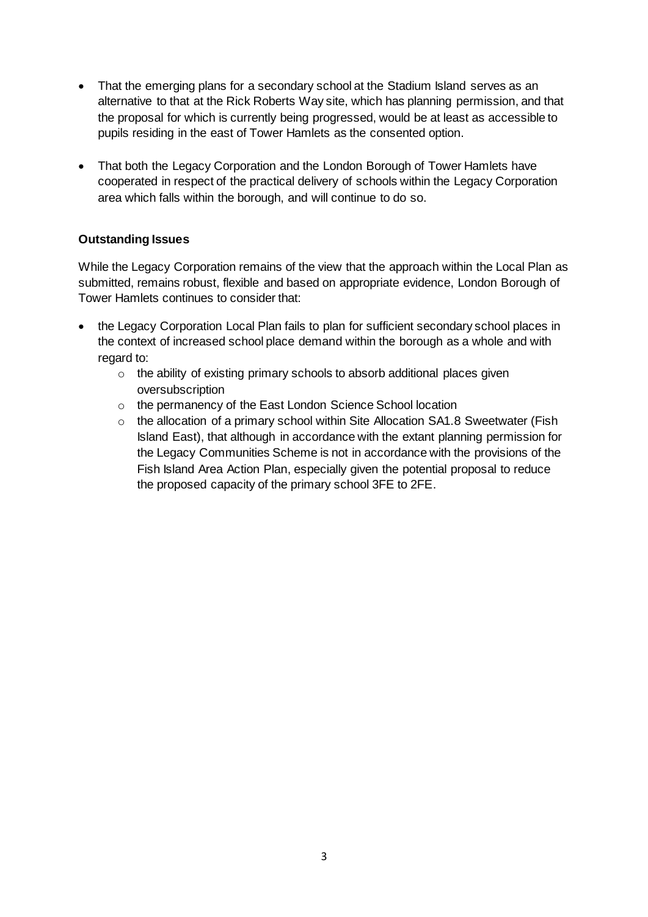- That the emerging plans for a secondary school at the Stadium Island serves as an alternative to that at the Rick Roberts Way site, which has planning permission, and that the proposal for which is currently being progressed, would be at least as accessible to pupils residing in the east of Tower Hamlets as the consented option.
- That both the Legacy Corporation and the London Borough of Tower Hamlets have cooperated in respect of the practical delivery of schools within the Legacy Corporation area which falls within the borough, and will continue to do so.

**Outstanding Issues**

While the Legacy Corporation remains of the view that the approach within the Local Plan as submitted, remains robust, flexible and based on appropriate evidence, London Borough of Tower Hamlets continues to consider that:

- the Legacy Corporation Local Plan fails to plan for sufficient secondary school places in the context of increased school place demand within the borough as a whole and with regard to:
  - the ability of existing primary schools to absorb additional places given oversubscription
  - the permanency of the East London Science School location
  - the allocation of a primary school within Site Allocation SA1.8 Sweetwater (Fish Island East), that although in accordance with the extant planning permission for the Legacy Communities Scheme is not in accordance with the provisions of the Fish Island Area Action Plan, especially given the potential proposal to reduce the proposed capacity of the primary school 3FE to 2FE.